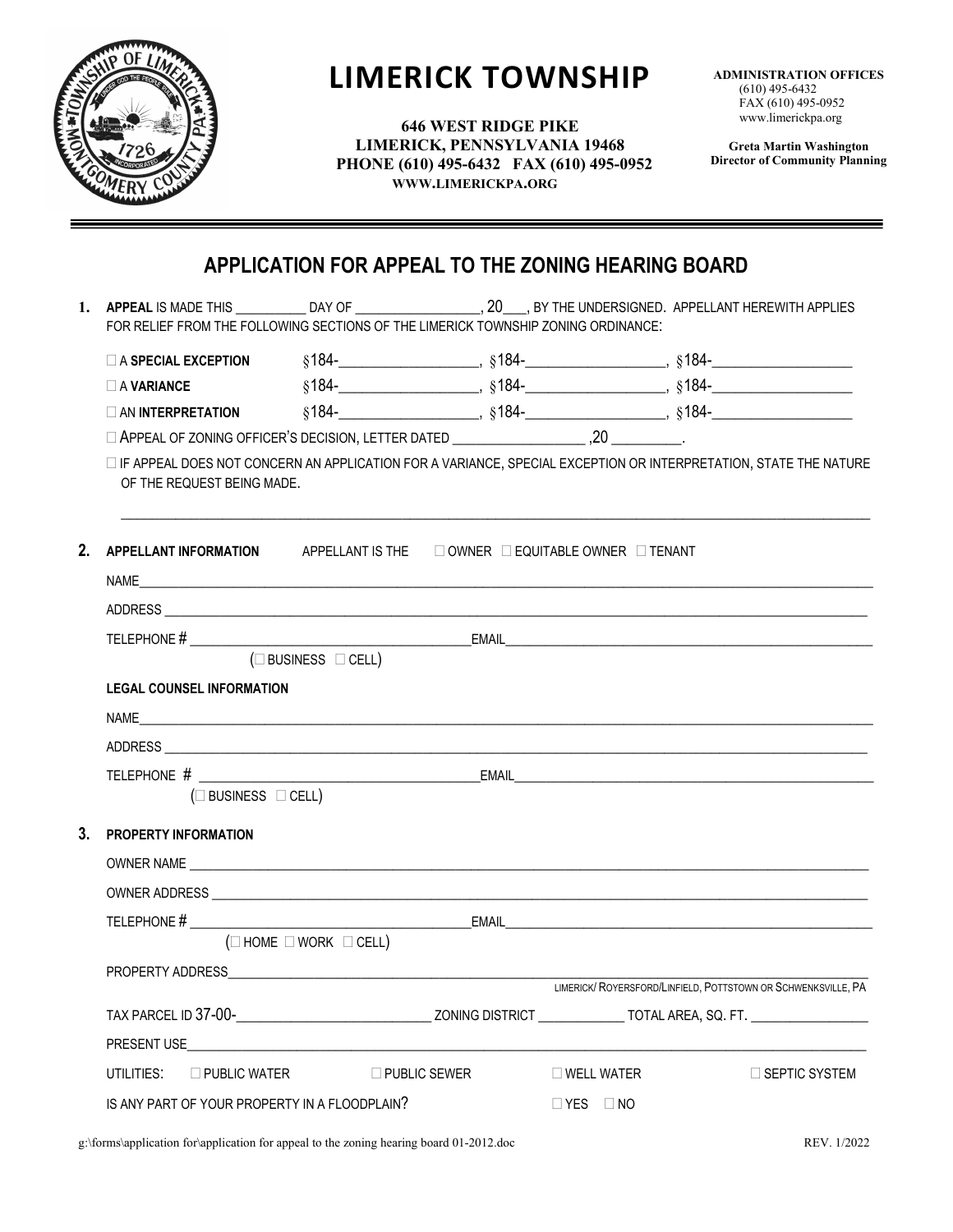# LIMERICK TOWNSHIP

**646 WEST RIDGE PIKE**
**LIMERICK, PENNSYLVANIA 19468**
**PHONE (610) 495-6432 FAX (610) 495-0952**
**WWW.LIMERICKPA.ORG**

**ADMINISTRATION OFFICES**
(610) 495-6432
FAX (610) 495-0952
www.limerickpa.org

**Greta Martin Washington**
**Director of Community Planning**

## APPLICATION FOR APPEAL TO THE ZONING HEARING BOARD

**1. APPEAL** IS MADE THIS __________ DAY OF __________________, 20___, BY THE UNDERSIGNED. APPELLANT HEREWITH APPLIES FOR RELIEF FROM THE FOLLOWING SECTIONS OF THE LIMERICK TOWNSHIP ZONING ORDINANCE:

☐ A **SPECIAL EXCEPTION** §184-___________________, §184-__________________, §184-___________________

☐ A **VARIANCE** §184-___________________, §184-__________________, §184-___________________

☐ AN **INTERPRETATION** §184-___________________, §184-__________________, §184-___________________

☐ APPEAL OF ZONING OFFICER'S DECISION, LETTER DATED __________________ ,20 _________.

☐ IF APPEAL DOES NOT CONCERN AN APPLICATION FOR A VARIANCE, SPECIAL EXCEPTION OR INTERPRETATION, STATE THE NATURE OF THE REQUEST BEING MADE.

_____________________________________________________________________________________________

**2. APPELLANT INFORMATION** APPELLANT IS THE ☐ OWNER ☐ EQUITABLE OWNER ☐ TENANT

NAME_____________________________________________________________________________________________

ADDRESS __________________________________________________________________________________________

TELEPHONE # _______________________________________EMAIL_____________________________________________
(☐ BUSINESS ☐ CELL)

**LEGAL COUNSEL INFORMATION**

NAME_____________________________________________________________________________________________

ADDRESS __________________________________________________________________________________________

TELEPHONE # _______________________________________EMAIL_____________________________________________
(☐ BUSINESS ☐ CELL)

**3. PROPERTY INFORMATION**

OWNER NAME ______________________________________________________________________________________

OWNER ADDRESS ____________________________________________________________________________________

TELEPHONE # _______________________________________EMAIL_____________________________________________
(☐ HOME ☐ WORK ☐ CELL)

PROPERTY ADDRESS__________________________________________________________________________________
LIMERICK/ ROYERSFORD/LINFIELD, POTTSTOWN OR SCHWENKSVILLE, PA

TAX PARCEL ID 37-00-___________________________ ZONING DISTRICT ____________ TOTAL AREA, SQ. FT. ________________

PRESENT USE______________________________________________________________________________________

UTILITIES: ☐ PUBLIC WATER ☐ PUBLIC SEWER ☐ WELL WATER ☐ SEPTIC SYSTEM

IS ANY PART OF YOUR PROPERTY IN A FLOODPLAIN? ☐ YES ☐ NO

g:\forms\application for\application for appeal to the zoning hearing board 01-2012.doc REV. 1/2022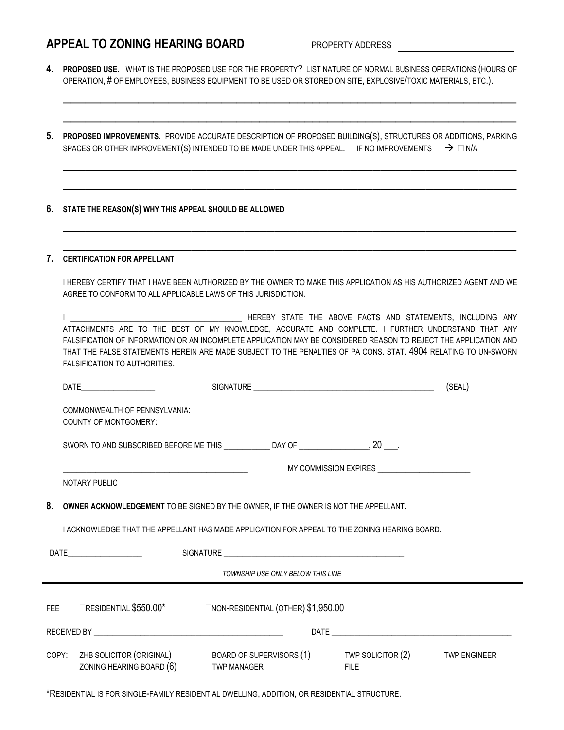## APPEAL TO ZONING HEARING BOARD

PROPERTY ADDRESS ________________________

**4. PROPOSED USE.** WHAT IS THE PROPOSED USE FOR THE PROPERTY? LIST NATURE OF NORMAL BUSINESS OPERATIONS (HOURS OF OPERATION, # OF EMPLOYEES, BUSINESS EQUIPMENT TO BE USED OR STORED ON SITE, EXPLOSIVE/TOXIC MATERIALS, ETC.).

______________________________________________________________________________

______________________________________________________________________________

**5. PROPOSED IMPROVEMENTS.** PROVIDE ACCURATE DESCRIPTION OF PROPOSED BUILDING(S), STRUCTURES OR ADDITIONS, PARKING SPACES OR OTHER IMPROVEMENT(S) INTENDED TO BE MADE UNDER THIS APPEAL. IF NO IMPROVEMENTS → ☐ N/A

______________________________________________________________________________

______________________________________________________________________________

**6. STATE THE REASON(S) WHY THIS APPEAL SHOULD BE ALLOWED**

______________________________________________________________________________

______________________________________________________________________________

**7. CERTIFICATION FOR APPELLANT**

I HEREBY CERTIFY THAT I HAVE BEEN AUTHORIZED BY THE OWNER TO MAKE THIS APPLICATION AS HIS AUTHORIZED AGENT AND WE AGREE TO CONFORM TO ALL APPLICABLE LAWS OF THIS JURISDICTION.

I ________________________________________ HEREBY STATE THE ABOVE FACTS AND STATEMENTS, INCLUDING ANY ATTACHMENTS ARE TO THE BEST OF MY KNOWLEDGE, ACCURATE AND COMPLETE. I FURTHER UNDERSTAND THAT ANY FALSIFICATION OF INFORMATION OR AN INCOMPLETE APPLICATION MAY BE CONSIDERED REASON TO REJECT THE APPLICATION AND THAT THE FALSE STATEMENTS HEREIN ARE MADE SUBJECT TO THE PENALTIES OF PA CONS. STAT. 4904 RELATING TO UN-SWORN FALSIFICATION TO AUTHORITIES.

DATE__________________ SIGNATURE ____________________________________________ (SEAL)

COMMONWEALTH OF PENNSYLVANIA:
COUNTY OF MONTGOMERY:

SWORN TO AND SUBSCRIBED BEFORE ME THIS ___________ DAY OF ________________, 20 ___.

_____________________________________________ MY COMMISSION EXPIRES ______________________

NOTARY PUBLIC

**8. OWNER ACKNOWLEDGEMENT** TO BE SIGNED BY THE OWNER, IF THE OWNER IS NOT THE APPELLANT.

I ACKNOWLEDGE THAT THE APPELLANT HAS MADE APPLICATION FOR APPEAL TO THE ZONING HEARING BOARD.

DATE__________________ SIGNATURE ____________________________________________

*TOWNSHIP USE ONLY BELOW THIS LINE*

---

FEE ☐RESIDENTIAL $550.00* ☐NON-RESIDENTIAL (OTHER) $1,950.00

RECEIVED BY ______________________________________________ DATE ____________________________________________

COPY: ZHB SOLICITOR (ORIGINAL) | BOARD OF SUPERVISORS (1) | TWP SOLICITOR (2) | TWP ENGINEER
ZONING HEARING BOARD (6) | TWP MANAGER | FILE

*RESIDENTIAL IS FOR SINGLE-FAMILY RESIDENTIAL DWELLING, ADDITION, OR RESIDENTIAL STRUCTURE.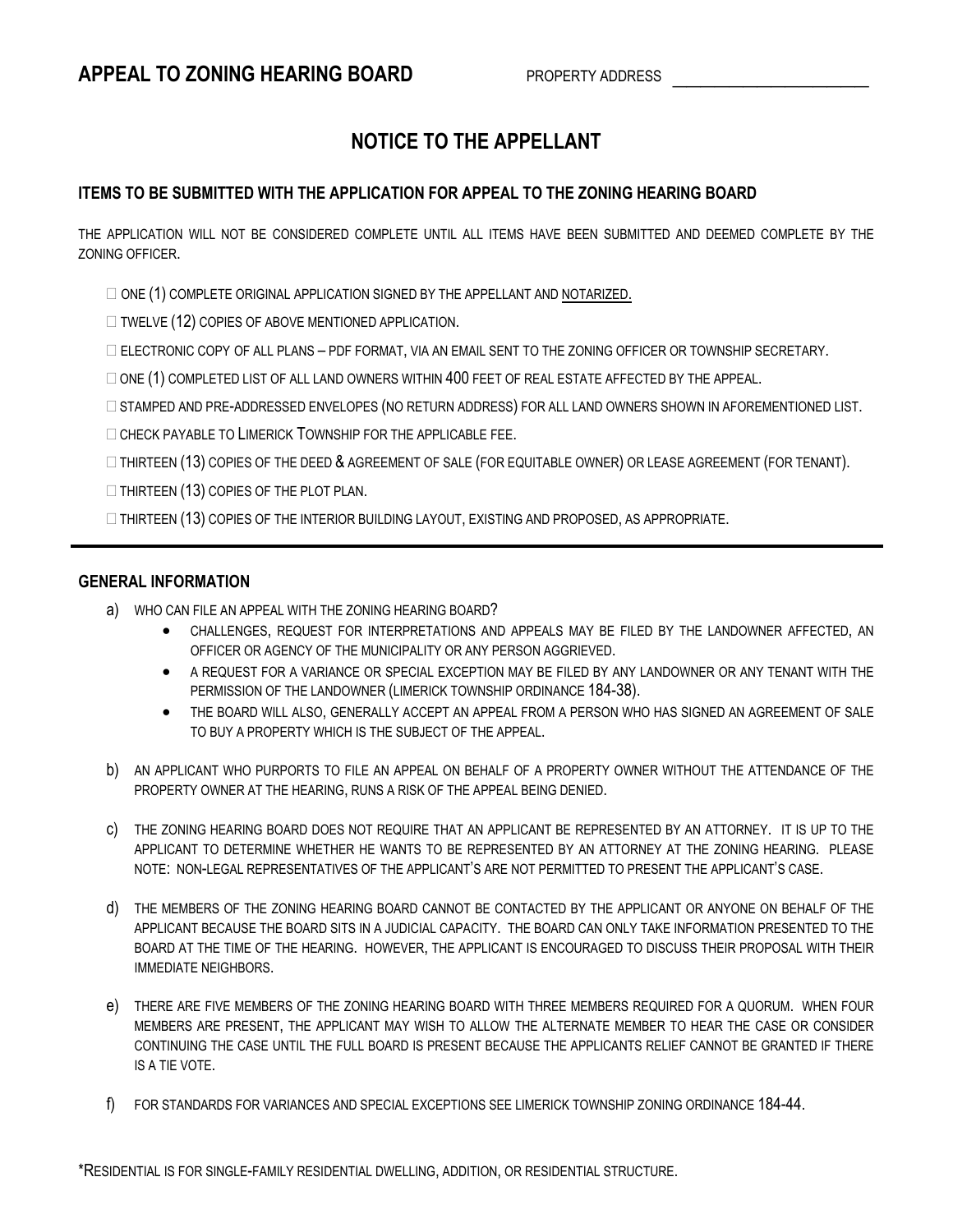## APPEAL TO ZONING HEARING BOARD

PROPERTY ADDRESS \_\_\_\_\_\_\_\_\_\_\_\_\_\_\_\_\_\_\_\_\_\_\_\_

# NOTICE TO THE APPELLANT

### ITEMS TO BE SUBMITTED WITH THE APPLICATION FOR APPEAL TO THE ZONING HEARING BOARD

THE APPLICATION WILL NOT BE CONSIDERED COMPLETE UNTIL ALL ITEMS HAVE BEEN SUBMITTED AND DEEMED COMPLETE BY THE ZONING OFFICER.

- ☐ ONE (1) COMPLETE ORIGINAL APPLICATION SIGNED BY THE APPELLANT AND <u>NOTARIZED.</u>
- ☐ TWELVE (12) COPIES OF ABOVE MENTIONED APPLICATION.
- ☐ ELECTRONIC COPY OF ALL PLANS – PDF FORMAT, VIA AN EMAIL SENT TO THE ZONING OFFICER OR TOWNSHIP SECRETARY.
- ☐ ONE (1) COMPLETED LIST OF ALL LAND OWNERS WITHIN 400 FEET OF REAL ESTATE AFFECTED BY THE APPEAL.
- ☐ STAMPED AND PRE-ADDRESSED ENVELOPES (NO RETURN ADDRESS) FOR ALL LAND OWNERS SHOWN IN AFOREMENTIONED LIST.
- ☐ CHECK PAYABLE TO LIMERICK TOWNSHIP FOR THE APPLICABLE FEE.
- ☐ THIRTEEN (13) COPIES OF THE DEED & AGREEMENT OF SALE (FOR EQUITABLE OWNER) OR LEASE AGREEMENT (FOR TENANT).
- ☐ THIRTEEN (13) COPIES OF THE PLOT PLAN.
- ☐ THIRTEEN (13) COPIES OF THE INTERIOR BUILDING LAYOUT, EXISTING AND PROPOSED, AS APPROPRIATE.

---

### GENERAL INFORMATION

a) WHO CAN FILE AN APPEAL WITH THE ZONING HEARING BOARD?
   - CHALLENGES, REQUEST FOR INTERPRETATIONS AND APPEALS MAY BE FILED BY THE LANDOWNER AFFECTED, AN OFFICER OR AGENCY OF THE MUNICIPALITY OR ANY PERSON AGGRIEVED.
   - A REQUEST FOR A VARIANCE OR SPECIAL EXCEPTION MAY BE FILED BY ANY LANDOWNER OR ANY TENANT WITH THE PERMISSION OF THE LANDOWNER (LIMERICK TOWNSHIP ORDINANCE 184-38).
   - THE BOARD WILL ALSO, GENERALLY ACCEPT AN APPEAL FROM A PERSON WHO HAS SIGNED AN AGREEMENT OF SALE TO BUY A PROPERTY WHICH IS THE SUBJECT OF THE APPEAL.

b) AN APPLICANT WHO PURPORTS TO FILE AN APPEAL ON BEHALF OF A PROPERTY OWNER WITHOUT THE ATTENDANCE OF THE PROPERTY OWNER AT THE HEARING, RUNS A RISK OF THE APPEAL BEING DENIED.

c) THE ZONING HEARING BOARD DOES NOT REQUIRE THAT AN APPLICANT BE REPRESENTED BY AN ATTORNEY. IT IS UP TO THE APPLICANT TO DETERMINE WHETHER HE WANTS TO BE REPRESENTED BY AN ATTORNEY AT THE ZONING HEARING. PLEASE NOTE: NON-LEGAL REPRESENTATIVES OF THE APPLICANT'S ARE NOT PERMITTED TO PRESENT THE APPLICANT'S CASE.

d) THE MEMBERS OF THE ZONING HEARING BOARD CANNOT BE CONTACTED BY THE APPLICANT OR ANYONE ON BEHALF OF THE APPLICANT BECAUSE THE BOARD SITS IN A JUDICIAL CAPACITY. THE BOARD CAN ONLY TAKE INFORMATION PRESENTED TO THE BOARD AT THE TIME OF THE HEARING. HOWEVER, THE APPLICANT IS ENCOURAGED TO DISCUSS THEIR PROPOSAL WITH THEIR IMMEDIATE NEIGHBORS.

e) THERE ARE FIVE MEMBERS OF THE ZONING HEARING BOARD WITH THREE MEMBERS REQUIRED FOR A QUORUM. WHEN FOUR MEMBERS ARE PRESENT, THE APPLICANT MAY WISH TO ALLOW THE ALTERNATE MEMBER TO HEAR THE CASE OR CONSIDER CONTINUING THE CASE UNTIL THE FULL BOARD IS PRESENT BECAUSE THE APPLICANTS RELIEF CANNOT BE GRANTED IF THERE IS A TIE VOTE.

f) FOR STANDARDS FOR VARIANCES AND SPECIAL EXCEPTIONS SEE LIMERICK TOWNSHIP ZONING ORDINANCE 184-44.

*RESIDENTIAL IS FOR SINGLE-FAMILY RESIDENTIAL DWELLING, ADDITION, OR RESIDENTIAL STRUCTURE.